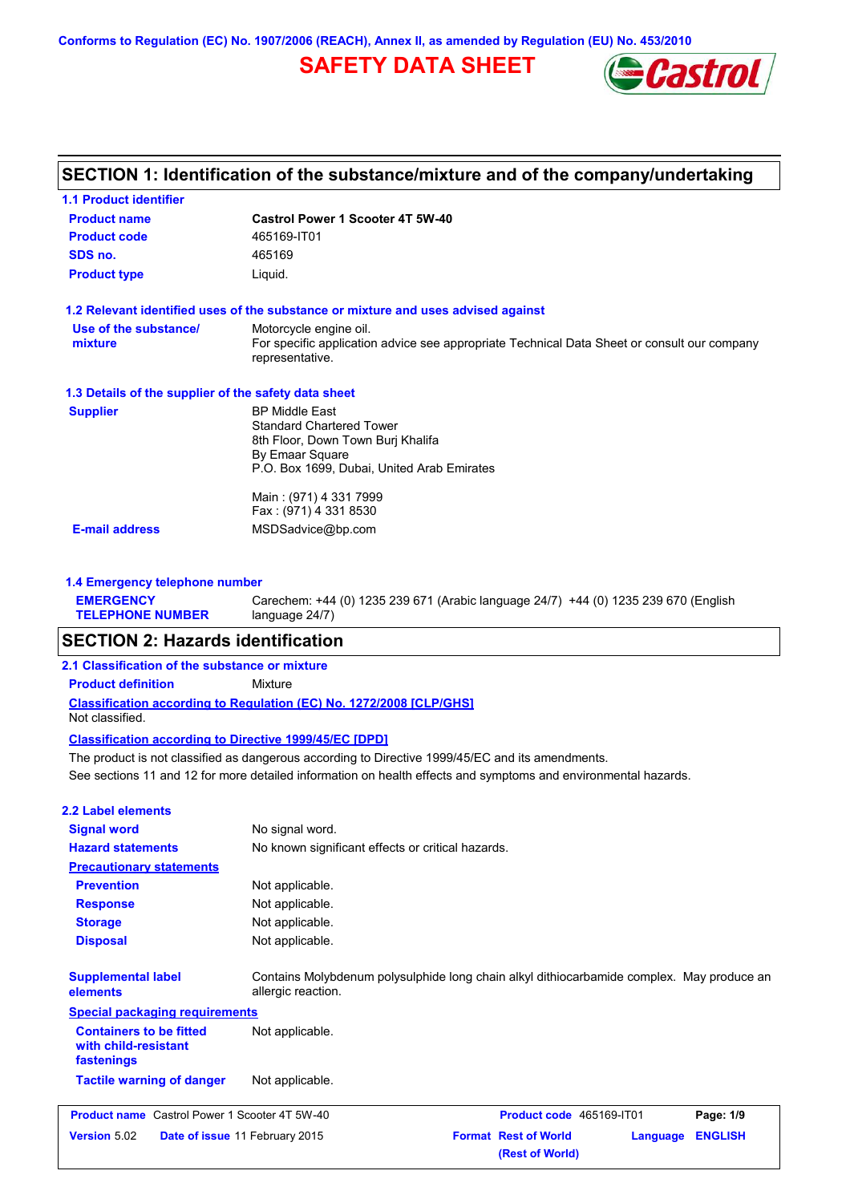Conforms to Regulation (EC) No. 1907/2006 (REACH), Annex II, as amended by Regulation (EU) No. 453/2010

# SAFETY DATA SHEET

## SECTION 1: Identification of the substance/mixture and of the company/undertaking

### 1.1 Product identifier

| | |
|---|---|
| **Product name** | **Castrol Power 1 Scooter 4T 5W-40** |
| **Product code** | 465169-IT01 |
| **SDS no.** | 465169 |
| **Product type** | Liquid. |

### 1.2 Relevant identified uses of the substance or mixture and uses advised against

| | |
|---|---|
| **Use of the substance/ mixture** | Motorcycle engine oil. For specific application advice see appropriate Technical Data Sheet or consult our company representative. |

### 1.3 Details of the supplier of the safety data sheet

| | |
|---|---|
| **Supplier** | BP Middle East<br>Standard Chartered Tower<br>8th Floor, Down Town Burj Khalifa<br>By Emaar Square<br>P.O. Box 1699, Dubai, United Arab Emirates<br><br>Main : (971) 4 331 7999<br>Fax : (971) 4 331 8530 |
| **E-mail address** | MSDSadvice@bp.com |

### 1.4 Emergency telephone number

| | |
|---|---|
| **EMERGENCY TELEPHONE NUMBER** | Carechem: +44 (0) 1235 239 671 (Arabic language 24/7) +44 (0) 1235 239 670 (English language 24/7) |

## SECTION 2: Hazards identification

### 2.1 Classification of the substance or mixture

**Product definition** Mixture

**Classification according to Regulation (EC) No. 1272/2008 [CLP/GHS]**

Not classified.

**Classification according to Directive 1999/45/EC [DPD]**

The product is not classified as dangerous according to Directive 1999/45/EC and its amendments.

See sections 11 and 12 for more detailed information on health effects and symptoms and environmental hazards.

### 2.2 Label elements

| | |
|---|---|
| **Signal word** | No signal word. |
| **Hazard statements** | No known significant effects or critical hazards. |

**Precautionary statements**

| | |
|---|---|
| **Prevention** | Not applicable. |
| **Response** | Not applicable. |
| **Storage** | Not applicable. |
| **Disposal** | Not applicable. |

| | |
|---|---|
| **Supplemental label elements** | Contains Molybdenum polysulphide long chain alkyl dithiocarbamide complex. May produce an allergic reaction. |

**Special packaging requirements**

| | |
|---|---|
| **Containers to be fitted with child-resistant fastenings** | Not applicable. |
| **Tactile warning of danger** | Not applicable. |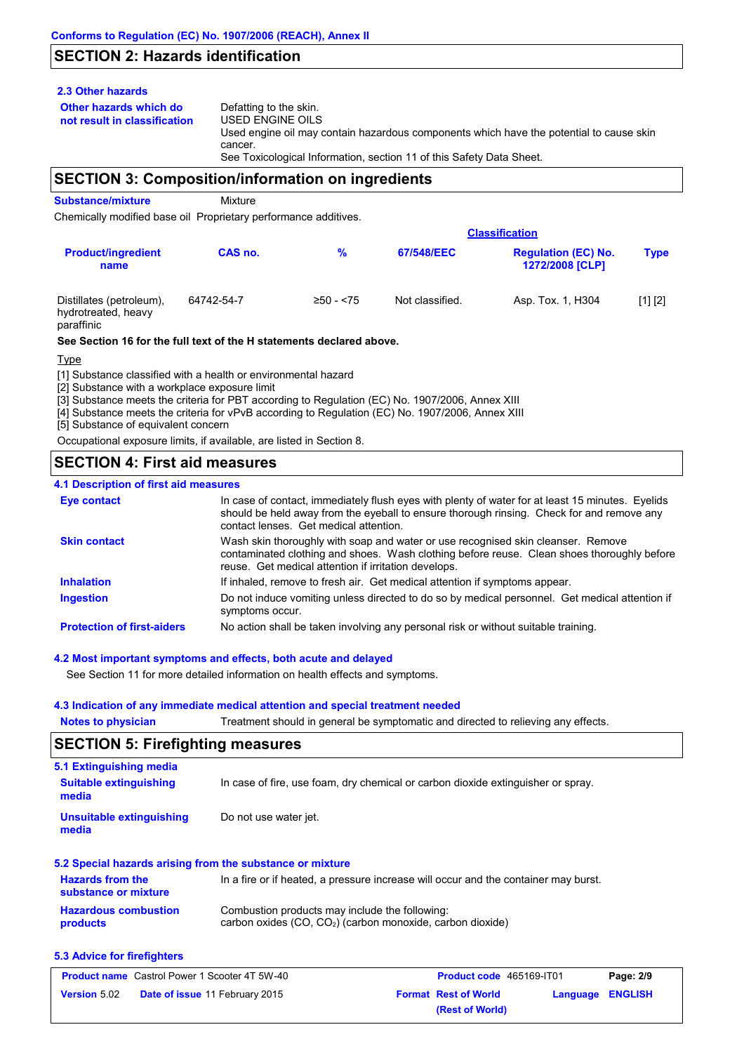## SECTION 2: Hazards identification

### 2.3 Other hazards

**Other hazards which do not result in classification**

Defatting to the skin.
USED ENGINE OILS
Used engine oil may contain hazardous components which have the potential to cause skin cancer.
See Toxicological Information, section 11 of this Safety Data Sheet.

## SECTION 3: Composition/information on ingredients

**Substance/mixture** Mixture

Chemically modified base oil Proprietary performance additives.

| Product/ingredient name | CAS no. | % | Classification 67/548/EEC | Classification Regulation (EC) No. 1272/2008 [CLP] | Type |
|---|---|---|---|---|---|
| Distillates (petroleum), hydrotreated, heavy paraffinic | 64742-54-7 | ≥50 - <75 | Not classified. | Asp. Tox. 1, H304 | [1] [2] |

**See Section 16 for the full text of the H statements declared above.**

Type

[1] Substance classified with a health or environmental hazard
[2] Substance with a workplace exposure limit
[3] Substance meets the criteria for PBT according to Regulation (EC) No. 1907/2006, Annex XIII
[4] Substance meets the criteria for vPvB according to Regulation (EC) No. 1907/2006, Annex XIII
[5] Substance of equivalent concern

Occupational exposure limits, if available, are listed in Section 8.

## SECTION 4: First aid measures

### 4.1 Description of first aid measures

**Eye contact**
In case of contact, immediately flush eyes with plenty of water for at least 15 minutes. Eyelids should be held away from the eyeball to ensure thorough rinsing. Check for and remove any contact lenses. Get medical attention.

**Skin contact**
Wash skin thoroughly with soap and water or use recognised skin cleanser. Remove contaminated clothing and shoes. Wash clothing before reuse. Clean shoes thoroughly before reuse. Get medical attention if irritation develops.

**Inhalation**
If inhaled, remove to fresh air. Get medical attention if symptoms appear.

**Ingestion**
Do not induce vomiting unless directed to do so by medical personnel. Get medical attention if symptoms occur.

**Protection of first-aiders**
No action shall be taken involving any personal risk or without suitable training.

### 4.2 Most important symptoms and effects, both acute and delayed

See Section 11 for more detailed information on health effects and symptoms.

### 4.3 Indication of any immediate medical attention and special treatment needed

**Notes to physician**
Treatment should in general be symptomatic and directed to relieving any effects.

## SECTION 5: Firefighting measures

### 5.1 Extinguishing media

**Suitable extinguishing media**
In case of fire, use foam, dry chemical or carbon dioxide extinguisher or spray.

**Unsuitable extinguishing media**
Do not use water jet.

### 5.2 Special hazards arising from the substance or mixture

**Hazards from the substance or mixture**
In a fire or if heated, a pressure increase will occur and the container may burst.

**Hazardous combustion products**
Combustion products may include the following:
carbon oxides ($CO$, $CO_2$) (carbon monoxide, carbon dioxide)

### 5.3 Advice for firefighters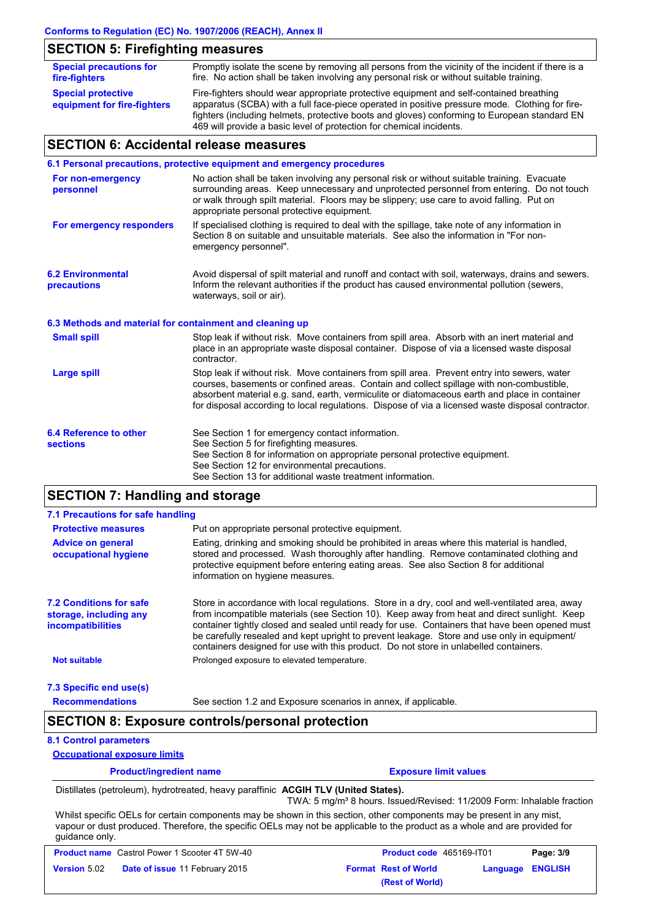## SECTION 5: Firefighting measures

**Special precautions for fire-fighters**
Promptly isolate the scene by removing all persons from the vicinity of the incident if there is a fire. No action shall be taken involving any personal risk or without suitable training.

**Special protective equipment for fire-fighters**
Fire-fighters should wear appropriate protective equipment and self-contained breathing apparatus (SCBA) with a full face-piece operated in positive pressure mode. Clothing for fire-fighters (including helmets, protective boots and gloves) conforming to European standard EN 469 will provide a basic level of protection for chemical incidents.

## SECTION 6: Accidental release measures

### 6.1 Personal precautions, protective equipment and emergency procedures

**For non-emergency personnel**
No action shall be taken involving any personal risk or without suitable training. Evacuate surrounding areas. Keep unnecessary and unprotected personnel from entering. Do not touch or walk through spilt material. Floors may be slippery; use care to avoid falling. Put on appropriate personal protective equipment.

**For emergency responders**
If specialised clothing is required to deal with the spillage, take note of any information in Section 8 on suitable and unsuitable materials. See also the information in "For non-emergency personnel".

### 6.2 Environmental precautions

Avoid dispersal of spilt material and runoff and contact with soil, waterways, drains and sewers. Inform the relevant authorities if the product has caused environmental pollution (sewers, waterways, soil or air).

### 6.3 Methods and material for containment and cleaning up

**Small spill**
Stop leak if without risk. Move containers from spill area. Absorb with an inert material and place in an appropriate waste disposal container. Dispose of via a licensed waste disposal contractor.

**Large spill**
Stop leak if without risk. Move containers from spill area. Prevent entry into sewers, water courses, basements or confined areas. Contain and collect spillage with non-combustible, absorbent material e.g. sand, earth, vermiculite or diatomaceous earth and place in container for disposal according to local regulations. Dispose of via a licensed waste disposal contractor.

### 6.4 Reference to other sections

See Section 1 for emergency contact information.
See Section 5 for firefighting measures.
See Section 8 for information on appropriate personal protective equipment.
See Section 12 for environmental precautions.
See Section 13 for additional waste treatment information.

## SECTION 7: Handling and storage

### 7.1 Precautions for safe handling

**Protective measures**
Put on appropriate personal protective equipment.

**Advice on general occupational hygiene**
Eating, drinking and smoking should be prohibited in areas where this material is handled, stored and processed. Wash thoroughly after handling. Remove contaminated clothing and protective equipment before entering eating areas. See also Section 8 for additional information on hygiene measures.

### 7.2 Conditions for safe storage, including any incompatibilities

Store in accordance with local regulations. Store in a dry, cool and well-ventilated area, away from incompatible materials (see Section 10). Keep away from heat and direct sunlight. Keep container tightly closed and sealed until ready for use. Containers that have been opened must be carefully resealed and kept upright to prevent leakage. Store and use only in equipment/containers designed for use with this product. Do not store in unlabelled containers.

**Not suitable**
Prolonged exposure to elevated temperature.

### 7.3 Specific end use(s)

**Recommendations**
See section 1.2 and Exposure scenarios in annex, if applicable.

## SECTION 8: Exposure controls/personal protection

### 8.1 Control parameters

**Occupational exposure limits**

| Product/ingredient name | Exposure limit values |
|---|---|
| Distillates (petroleum), hydrotreated, heavy paraffinic | **ACGIH TLV (United States).** TWA: 5 mg/m³ 8 hours. Issued/Revised: 11/2009 Form: Inhalable fraction |

Whilst specific OELs for certain components may be shown in this section, other components may be present in any mist, vapour or dust produced. Therefore, the specific OELs may not be applicable to the product as a whole and are provided for guidance only.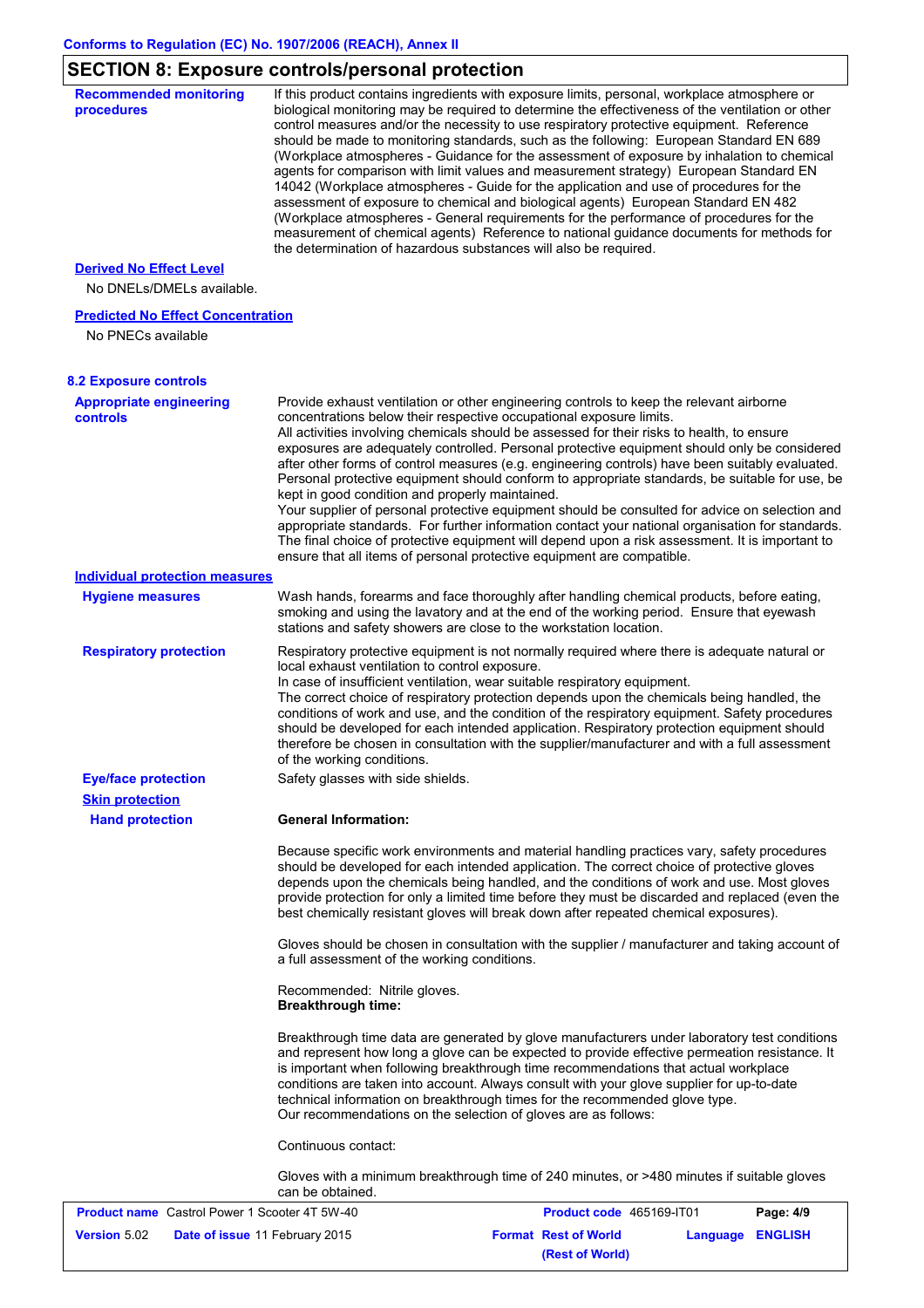## SECTION 8: Exposure controls/personal protection

**Recommended monitoring procedures**

If this product contains ingredients with exposure limits, personal, workplace atmosphere or biological monitoring may be required to determine the effectiveness of the ventilation or other control measures and/or the necessity to use respiratory protective equipment. Reference should be made to monitoring standards, such as the following: European Standard EN 689 (Workplace atmospheres - Guidance for the assessment of exposure by inhalation to chemical agents for comparison with limit values and measurement strategy) European Standard EN 14042 (Workplace atmospheres - Guide for the application and use of procedures for the assessment of exposure to chemical and biological agents) European Standard EN 482 (Workplace atmospheres - General requirements for the performance of procedures for the measurement of chemical agents) Reference to national guidance documents for methods for the determination of hazardous substances will also be required.

**Derived No Effect Level**

No DNELs/DMELs available.

**Predicted No Effect Concentration**

No PNECs available

### 8.2 Exposure controls

**Appropriate engineering controls**

Provide exhaust ventilation or other engineering controls to keep the relevant airborne concentrations below their respective occupational exposure limits.
All activities involving chemicals should be assessed for their risks to health, to ensure exposures are adequately controlled. Personal protective equipment should only be considered after other forms of control measures (e.g. engineering controls) have been suitably evaluated. Personal protective equipment should conform to appropriate standards, be suitable for use, be kept in good condition and properly maintained.
Your supplier of personal protective equipment should be consulted for advice on selection and appropriate standards. For further information contact your national organisation for standards. The final choice of protective equipment will depend upon a risk assessment. It is important to ensure that all items of personal protective equipment are compatible.

**Individual protection measures**

**Hygiene measures**

Wash hands, forearms and face thoroughly after handling chemical products, before eating, smoking and using the lavatory and at the end of the working period. Ensure that eyewash stations and safety showers are close to the workstation location.

**Respiratory protection**

Respiratory protective equipment is not normally required where there is adequate natural or local exhaust ventilation to control exposure.
In case of insufficient ventilation, wear suitable respiratory equipment.
The correct choice of respiratory protection depends upon the chemicals being handled, the conditions of work and use, and the condition of the respiratory equipment. Safety procedures should be developed for each intended application. Respiratory protection equipment should therefore be chosen in consultation with the supplier/manufacturer and with a full assessment of the working conditions.

**Eye/face protection**

Safety glasses with side shields.

**Skin protection**

**Hand protection**

**General Information:**

Because specific work environments and material handling practices vary, safety procedures should be developed for each intended application. The correct choice of protective gloves depends upon the chemicals being handled, and the conditions of work and use. Most gloves provide protection for only a limited time before they must be discarded and replaced (even the best chemically resistant gloves will break down after repeated chemical exposures).

Gloves should be chosen in consultation with the supplier / manufacturer and taking account of a full assessment of the working conditions.

Recommended: Nitrile gloves.
**Breakthrough time:**

Breakthrough time data are generated by glove manufacturers under laboratory test conditions and represent how long a glove can be expected to provide effective permeation resistance. It is important when following breakthrough time recommendations that actual workplace conditions are taken into account. Always consult with your glove supplier for up-to-date technical information on breakthrough times for the recommended glove type.
Our recommendations on the selection of gloves are as follows:

Continuous contact:

Gloves with a minimum breakthrough time of 240 minutes, or >480 minutes if suitable gloves can be obtained.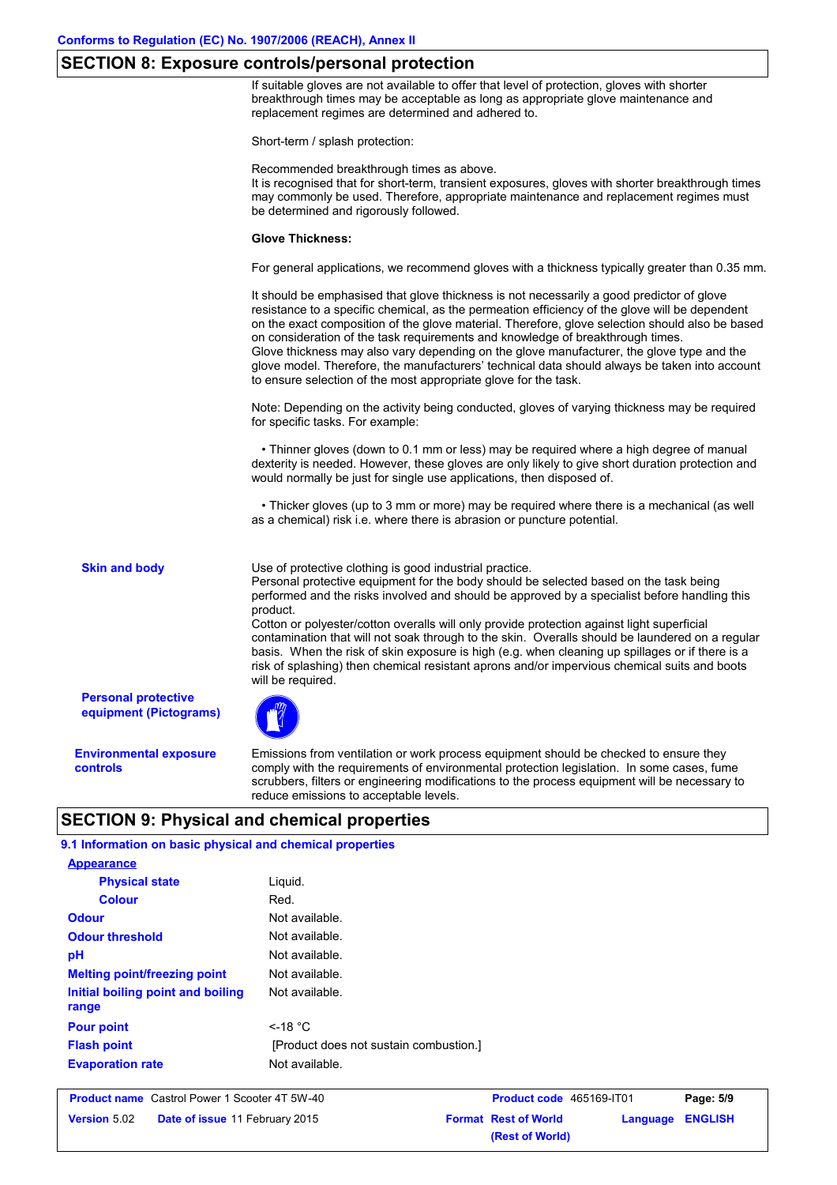## SECTION 8: Exposure controls/personal protection

If suitable gloves are not available to offer that level of protection, gloves with shorter breakthrough times may be acceptable as long as appropriate glove maintenance and replacement regimes are determined and adhered to.

Short-term / splash protection:

Recommended breakthrough times as above.
It is recognised that for short-term, transient exposures, gloves with shorter breakthrough times may commonly be used. Therefore, appropriate maintenance and replacement regimes must be determined and rigorously followed.

**Glove Thickness:**

For general applications, we recommend gloves with a thickness typically greater than 0.35 mm.

It should be emphasised that glove thickness is not necessarily a good predictor of glove resistance to a specific chemical, as the permeation efficiency of the glove will be dependent on the exact composition of the glove material. Therefore, glove selection should also be based on consideration of the task requirements and knowledge of breakthrough times.
Glove thickness may also vary depending on the glove manufacturer, the glove type and the glove model. Therefore, the manufacturers' technical data should always be taken into account to ensure selection of the most appropriate glove for the task.

Note: Depending on the activity being conducted, gloves of varying thickness may be required for specific tasks. For example:

- Thinner gloves (down to 0.1 mm or less) may be required where a high degree of manual dexterity is needed. However, these gloves are only likely to give short duration protection and would normally be just for single use applications, then disposed of.

- Thicker gloves (up to 3 mm or more) may be required where there is a mechanical (as well as a chemical) risk i.e. where there is abrasion or puncture potential.

**Skin and body**

Use of protective clothing is good industrial practice.
Personal protective equipment for the body should be selected based on the task being performed and the risks involved and should be approved by a specialist before handling this product.
Cotton or polyester/cotton overalls will only provide protection against light superficial contamination that will not soak through to the skin. Overalls should be laundered on a regular basis. When the risk of skin exposure is high (e.g. when cleaning up spillages or if there is a risk of splashing) then chemical resistant aprons and/or impervious chemical suits and boots will be required.

**Personal protective equipment (Pictograms)**

**Environmental exposure controls**

Emissions from ventilation or work process equipment should be checked to ensure they comply with the requirements of environmental protection legislation. In some cases, fume scrubbers, filters or engineering modifications to the process equipment will be necessary to reduce emissions to acceptable levels.

## SECTION 9: Physical and chemical properties

### 9.1 Information on basic physical and chemical properties

**Appearance**

| Property | Value |
|---|---|
| Physical state | Liquid. |
| Colour | Red. |
| Odour | Not available. |
| Odour threshold | Not available. |
| pH | Not available. |
| Melting point/freezing point | Not available. |
| Initial boiling point and boiling range | Not available. |
| Pour point | <-18 °C |
| Flash point | [Product does not sustain combustion.] |
| Evaporation rate | Not available. |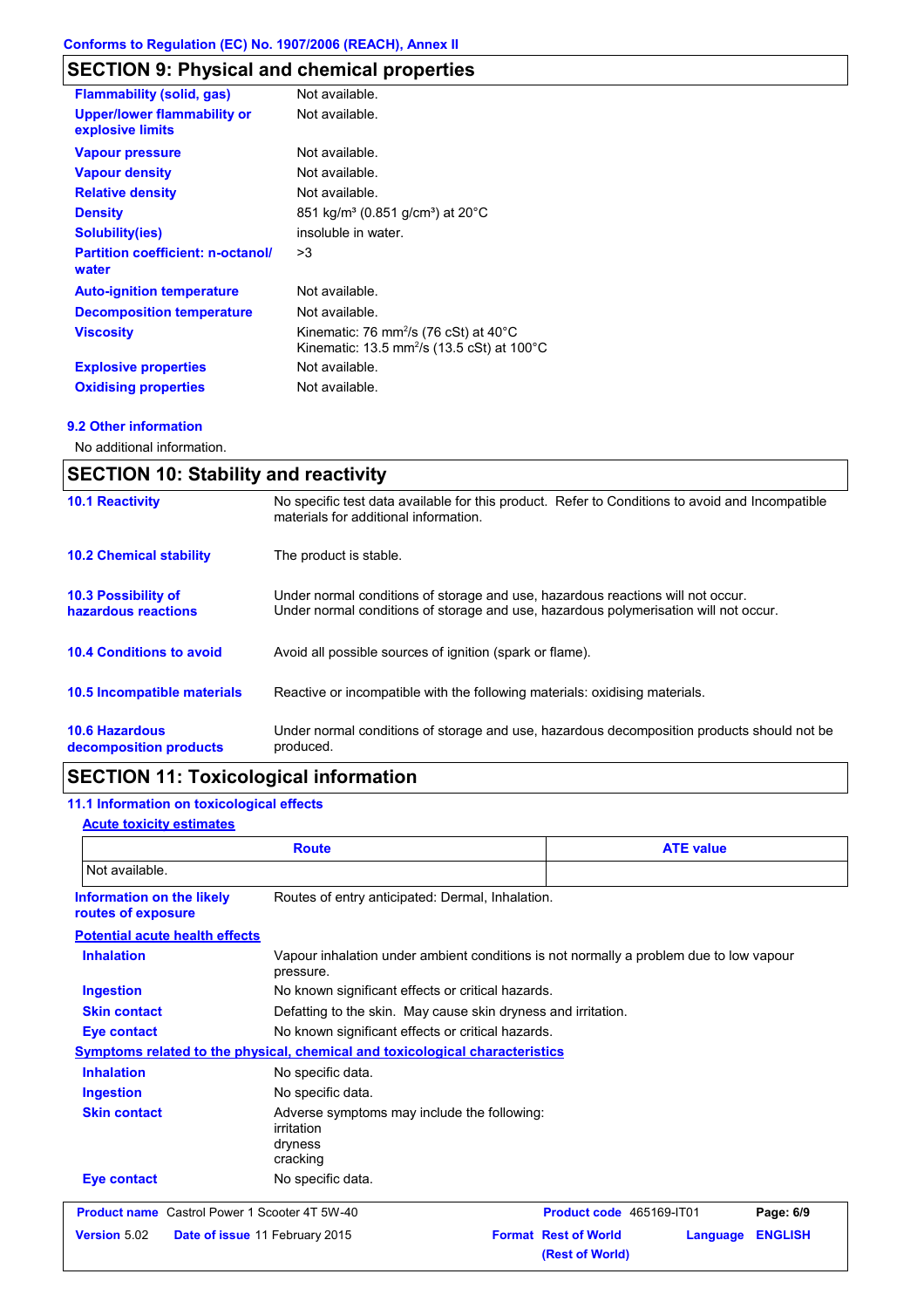## SECTION 9: Physical and chemical properties

| | |
|---|---|
| **Flammability (solid, gas)** | Not available. |
| **Upper/lower flammability or explosive limits** | Not available. |
| **Vapour pressure** | Not available. |
| **Vapour density** | Not available. |
| **Relative density** | Not available. |
| **Density** | 851 kg/m³ (0.851 g/cm³) at 20°C |
| **Solubility(ies)** | insoluble in water. |
| **Partition coefficient: n-octanol/ water** | >3 |
| **Auto-ignition temperature** | Not available. |
| **Decomposition temperature** | Not available. |
| **Viscosity** | Kinematic: 76 $mm^2/s$ (76 cSt) at 40°C<br>Kinematic: 13.5 $mm^2/s$ (13.5 cSt) at 100°C |
| **Explosive properties** | Not available. |
| **Oxidising properties** | Not available. |

### 9.2 Other information

No additional information.

## SECTION 10: Stability and reactivity

| | |
|---|---|
| **10.1 Reactivity** | No specific test data available for this product. Refer to Conditions to avoid and Incompatible materials for additional information. |
| **10.2 Chemical stability** | The product is stable. |
| **10.3 Possibility of hazardous reactions** | Under normal conditions of storage and use, hazardous reactions will not occur.<br>Under normal conditions of storage and use, hazardous polymerisation will not occur. |
| **10.4 Conditions to avoid** | Avoid all possible sources of ignition (spark or flame). |
| **10.5 Incompatible materials** | Reactive or incompatible with the following materials: oxidising materials. |
| **10.6 Hazardous decomposition products** | Under normal conditions of storage and use, hazardous decomposition products should not be produced. |

## SECTION 11: Toxicological information

### 11.1 Information on toxicological effects

**Acute toxicity estimates**

| Route | ATE value |
|---|---|
| Not available. | |

| | |
|---|---|
| **Information on the likely routes of exposure** | Routes of entry anticipated: Dermal, Inhalation. |

**Potential acute health effects**

| | |
|---|---|
| **Inhalation** | Vapour inhalation under ambient conditions is not normally a problem due to low vapour pressure. |
| **Ingestion** | No known significant effects or critical hazards. |
| **Skin contact** | Defatting to the skin. May cause skin dryness and irritation. |
| **Eye contact** | No known significant effects or critical hazards. |

**Symptoms related to the physical, chemical and toxicological characteristics**

| | |
|---|---|
| **Inhalation** | No specific data. |
| **Ingestion** | No specific data. |
| **Skin contact** | Adverse symptoms may include the following:<br>irritation<br>dryness<br>cracking |
| **Eye contact** | No specific data. |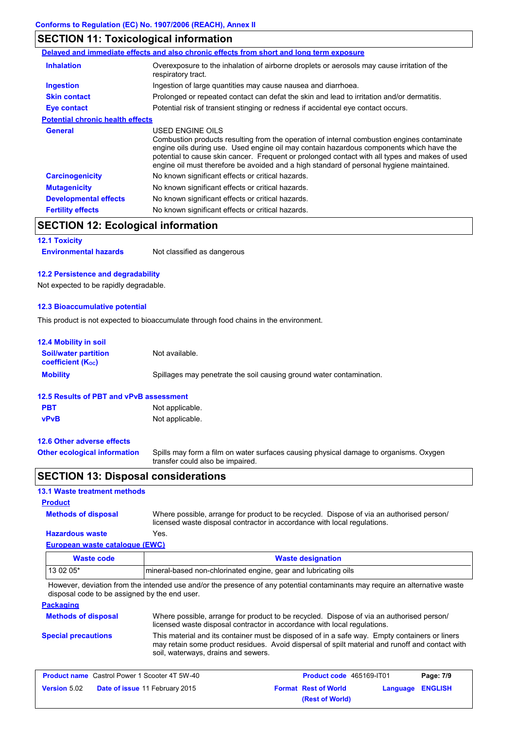Conforms to Regulation (EC) No. 1907/2006 (REACH), Annex II

## SECTION 11: Toxicological information

**Delayed and immediate effects and also chronic effects from short and long term exposure**

| | |
|---|---|
| **Inhalation** | Overexposure to the inhalation of airborne droplets or aerosols may cause irritation of the respiratory tract. |
| **Ingestion** | Ingestion of large quantities may cause nausea and diarrhoea. |
| **Skin contact** | Prolonged or repeated contact can defat the skin and lead to irritation and/or dermatitis. |
| **Eye contact** | Potential risk of transient stinging or redness if accidental eye contact occurs. |

**Potential chronic health effects**

| | |
|---|---|
| **General** | USED ENGINE OILS<br>Combustion products resulting from the operation of internal combustion engines contaminate engine oils during use. Used engine oil may contain hazardous components which have the potential to cause skin cancer. Frequent or prolonged contact with all types and makes of used engine oil must therefore be avoided and a high standard of personal hygiene maintained. |
| **Carcinogenicity** | No known significant effects or critical hazards. |
| **Mutagenicity** | No known significant effects or critical hazards. |
| **Developmental effects** | No known significant effects or critical hazards. |
| **Fertility effects** | No known significant effects or critical hazards. |

## SECTION 12: Ecological information

### 12.1 Toxicity

**Environmental hazards** Not classified as dangerous

### 12.2 Persistence and degradability

Not expected to be rapidly degradable.

### 12.3 Bioaccumulative potential

This product is not expected to bioaccumulate through food chains in the environment.

### 12.4 Mobility in soil

| | |
|---|---|
| **Soil/water partition coefficient ($K_{OC}$)** | Not available. |
| **Mobility** | Spillages may penetrate the soil causing ground water contamination. |

### 12.5 Results of PBT and vPvB assessment

| | |
|---|---|
| **PBT** | Not applicable. |
| **vPvB** | Not applicable. |

### 12.6 Other adverse effects

**Other ecological information** Spills may form a film on water surfaces causing physical damage to organisms. Oxygen transfer could also be impaired.

## SECTION 13: Disposal considerations

### 13.1 Waste treatment methods

**Product**

| | |
|---|---|
| **Methods of disposal** | Where possible, arrange for product to be recycled. Dispose of via an authorised person/ licensed waste disposal contractor in accordance with local regulations. |
| **Hazardous waste** | Yes. |

**European waste catalogue (EWC)**

| Waste code | Waste designation |
|---|---|
| 13 02 05* | mineral-based non-chlorinated engine, gear and lubricating oils |

However, deviation from the intended use and/or the presence of any potential contaminants may require an alternative waste disposal code to be assigned by the end user.

**Packaging**

| | |
|---|---|
| **Methods of disposal** | Where possible, arrange for product to be recycled. Dispose of via an authorised person/ licensed waste disposal contractor in accordance with local regulations. |
| **Special precautions** | This material and its container must be disposed of in a safe way. Empty containers or liners may retain some product residues. Avoid dispersal of spilt material and runoff and contact with soil, waterways, drains and sewers. |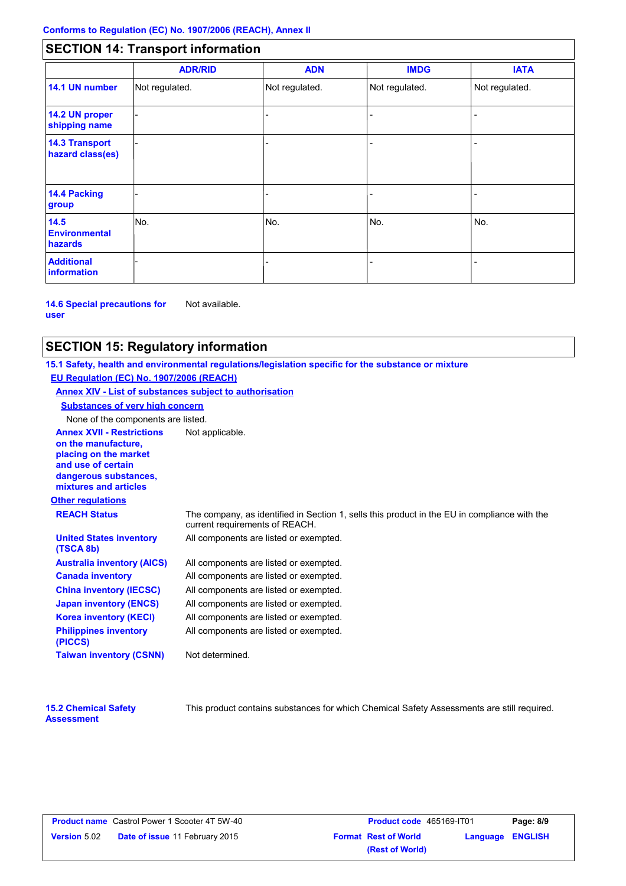Conforms to Regulation (EC) No. 1907/2006 (REACH), Annex II

## SECTION 14: Transport information

| | ADR/RID | ADN | IMDG | IATA |
|---|---|---|---|---|
| **14.1 UN number** | Not regulated. | Not regulated. | Not regulated. | Not regulated. |
| **14.2 UN proper shipping name** | - | - | - | - |
| **14.3 Transport hazard class(es)** | - | - | - | - |
| **14.4 Packing group** | - | - | - | - |
| **14.5 Environmental hazards** | No. | No. | No. | No. |
| **Additional information** | - | - | - | - |

**14.6 Special precautions for user** Not available.

## SECTION 15: Regulatory information

**15.1 Safety, health and environmental regulations/legislation specific for the substance or mixture**

**EU Regulation (EC) No. 1907/2006 (REACH)**

**Annex XIV - List of substances subject to authorisation**

**Substances of very high concern**

None of the components are listed.

**Annex XVII - Restrictions on the manufacture, placing on the market and use of certain dangerous substances, mixtures and articles** Not applicable.

**Other regulations**

**REACH Status** The company, as identified in Section 1, sells this product in the EU in compliance with the current requirements of REACH.

**United States inventory (TSCA 8b)** All components are listed or exempted.

**Australia inventory (AICS)** All components are listed or exempted.

**Canada inventory** All components are listed or exempted.

**China inventory (IECSC)** All components are listed or exempted.

**Japan inventory (ENCS)** All components are listed or exempted.

**Korea inventory (KECI)** All components are listed or exempted.

**Philippines inventory (PICCS)** All components are listed or exempted.

**Taiwan inventory (CSNN)** Not determined.

**15.2 Chemical Safety Assessment** This product contains substances for which Chemical Safety Assessments are still required.

| **Product name** Castrol Power 1 Scooter 4T 5W-40 | **Product code** 465169-IT01 | **Page: 8/9** |
|---|---|---|
| **Version** 5.02 **Date of issue** 11 February 2015 | **Format Rest of World (Rest of World)** | **Language ENGLISH** |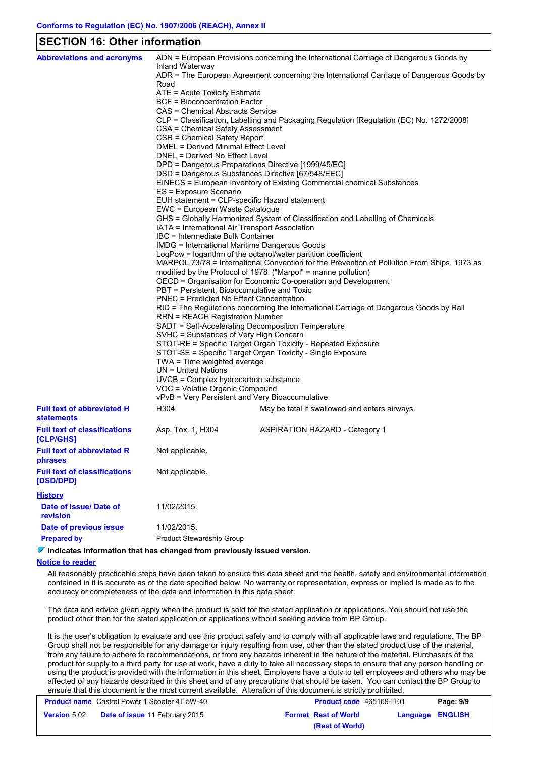## SECTION 16: Other information

**Abbreviations and acronyms**

ADN = European Provisions concerning the International Carriage of Dangerous Goods by Inland Waterway
ADR = The European Agreement concerning the International Carriage of Dangerous Goods by Road
ATE = Acute Toxicity Estimate
BCF = Bioconcentration Factor
CAS = Chemical Abstracts Service
CLP = Classification, Labelling and Packaging Regulation [Regulation (EC) No. 1272/2008]
CSA = Chemical Safety Assessment
CSR = Chemical Safety Report
DMEL = Derived Minimal Effect Level
DNEL = Derived No Effect Level
DPD = Dangerous Preparations Directive [1999/45/EC]
DSD = Dangerous Substances Directive [67/548/EEC]
EINECS = European Inventory of Existing Commercial chemical Substances
ES = Exposure Scenario
EUH statement = CLP-specific Hazard statement
EWC = European Waste Catalogue
GHS = Globally Harmonized System of Classification and Labelling of Chemicals
IATA = International Air Transport Association
IBC = Intermediate Bulk Container
IMDG = International Maritime Dangerous Goods
LogPow = logarithm of the octanol/water partition coefficient
MARPOL 73/78 = International Convention for the Prevention of Pollution From Ships, 1973 as modified by the Protocol of 1978. ("Marpol" = marine pollution)
OECD = Organisation for Economic Co-operation and Development
PBT = Persistent, Bioaccumulative and Toxic
PNEC = Predicted No Effect Concentration
RID = The Regulations concerning the International Carriage of Dangerous Goods by Rail
RRN = REACH Registration Number
SADT = Self-Accelerating Decomposition Temperature
SVHC = Substances of Very High Concern
STOT-RE = Specific Target Organ Toxicity - Repeated Exposure
STOT-SE = Specific Target Organ Toxicity - Single Exposure
TWA = Time weighted average
UN = United Nations
UVCB = Complex hydrocarbon substance
VOC = Volatile Organic Compound
vPvB = Very Persistent and Very Bioaccumulative

| | | |
|---|---|---|
| **Full text of abbreviated H statements** | H304 | May be fatal if swallowed and enters airways. |
| **Full text of classifications [CLP/GHS]** | Asp. Tox. 1, H304 | ASPIRATION HAZARD - Category 1 |
| **Full text of abbreviated R phrases** | Not applicable. | |
| **Full text of classifications [DSD/DPD]** | Not applicable. | |

**History**

| | |
|---|---|
| **Date of issue/ Date of revision** | 11/02/2015. |
| **Date of previous issue** | 11/02/2015. |
| **Prepared by** | Product Stewardship Group |

**Indicates information that has changed from previously issued version.**

**Notice to reader**

All reasonably practicable steps have been taken to ensure this data sheet and the health, safety and environmental information contained in it is accurate as of the date specified below. No warranty or representation, express or implied is made as to the accuracy or completeness of the data and information in this data sheet.

The data and advice given apply when the product is sold for the stated application or applications. You should not use the product other than for the stated application or applications without seeking advice from BP Group.

It is the user's obligation to evaluate and use this product safely and to comply with all applicable laws and regulations. The BP Group shall not be responsible for any damage or injury resulting from use, other than the stated product use of the material, from any failure to adhere to recommendations, or from any hazards inherent in the nature of the material. Purchasers of the product for supply to a third party for use at work, have a duty to take all necessary steps to ensure that any person handling or using the product is provided with the information in this sheet. Employers have a duty to tell employees and others who may be affected of any hazards described in this sheet and of any precautions that should be taken. You can contact the BP Group to ensure that this document is the most current available. Alteration of this document is strictly prohibited.